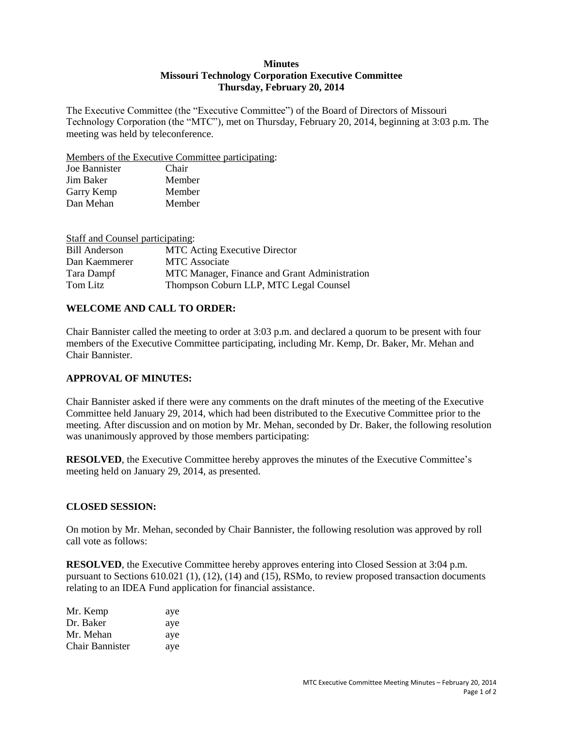**Minutes**
**Missouri Technology Corporation Executive Committee**
**Thursday, February 20, 2014**

The Executive Committee (the "Executive Committee") of the Board of Directors of Missouri Technology Corporation (the "MTC"), met on Thursday, February 20, 2014, beginning at 3:03 p.m. The meeting was held by teleconference.

Members of the Executive Committee participating:

| | |
|---|---|
| Joe Bannister | Chair |
| Jim Baker | Member |
| Garry Kemp | Member |
| Dan Mehan | Member |

Staff and Counsel participating:

| | |
|---|---|
| Bill Anderson | MTC Acting Executive Director |
| Dan Kaemmerer | MTC Associate |
| Tara Dampf | MTC Manager, Finance and Grant Administration |
| Tom Litz | Thompson Coburn LLP, MTC Legal Counsel |

**WELCOME AND CALL TO ORDER:**

Chair Bannister called the meeting to order at 3:03 p.m. and declared a quorum to be present with four members of the Executive Committee participating, including Mr. Kemp, Dr. Baker, Mr. Mehan and Chair Bannister.

**APPROVAL OF MINUTES:**

Chair Bannister asked if there were any comments on the draft minutes of the meeting of the Executive Committee held January 29, 2014, which had been distributed to the Executive Committee prior to the meeting. After discussion and on motion by Mr. Mehan, seconded by Dr. Baker, the following resolution was unanimously approved by those members participating:

**RESOLVED**, the Executive Committee hereby approves the minutes of the Executive Committee's meeting held on January 29, 2014, as presented.

**CLOSED SESSION:**

On motion by Mr. Mehan, seconded by Chair Bannister, the following resolution was approved by roll call vote as follows:

**RESOLVED**, the Executive Committee hereby approves entering into Closed Session at 3:04 p.m. pursuant to Sections 610.021 (1), (12), (14) and (15), RSMo, to review proposed transaction documents relating to an IDEA Fund application for financial assistance.

| | |
|---|---|
| Mr. Kemp | aye |
| Dr. Baker | aye |
| Mr. Mehan | aye |
| Chair Bannister | aye |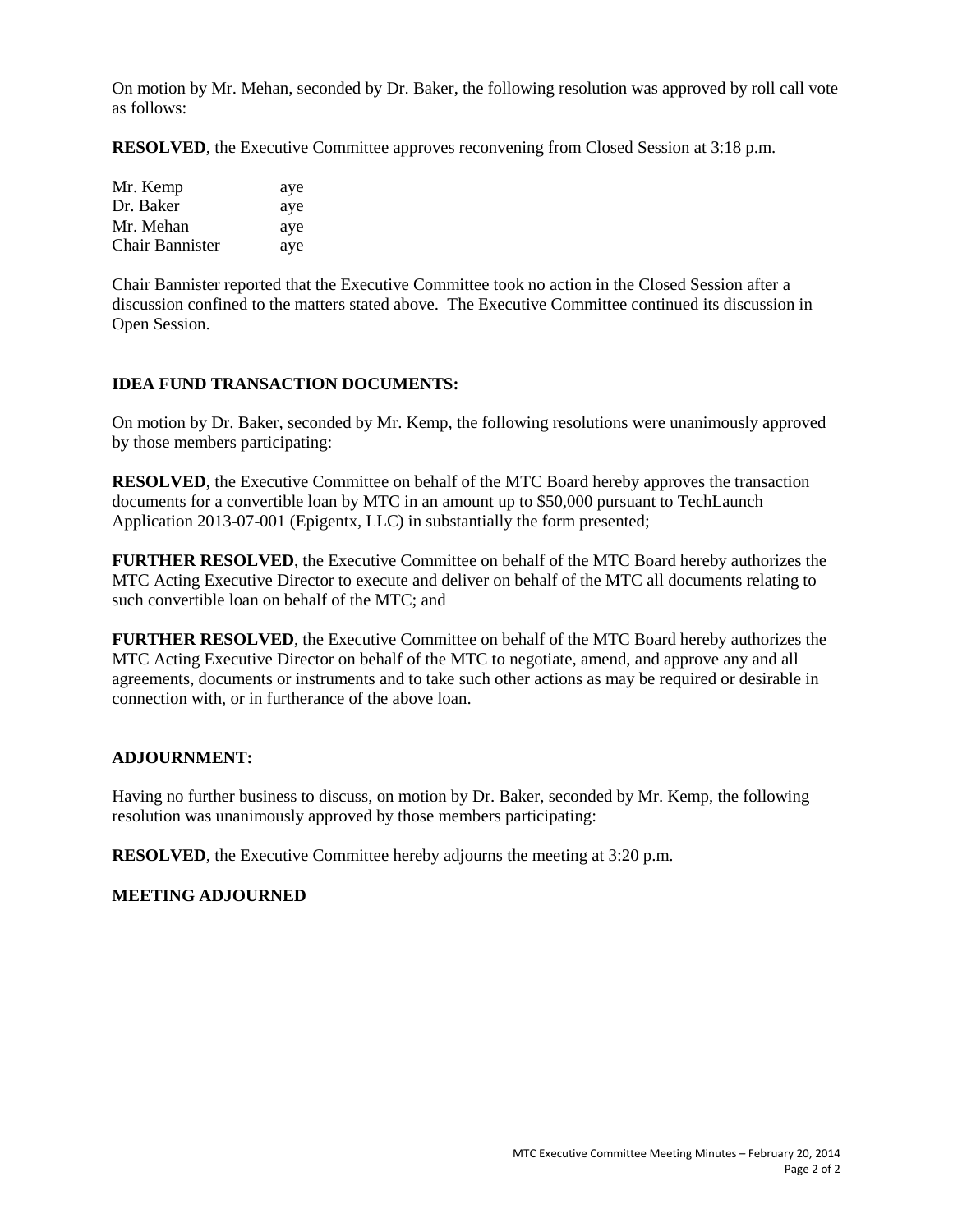On motion by Mr. Mehan, seconded by Dr. Baker, the following resolution was approved by roll call vote as follows:

**RESOLVED**, the Executive Committee approves reconvening from Closed Session at 3:18 p.m.

| | |
|---|---|
| Mr. Kemp | aye |
| Dr. Baker | aye |
| Mr. Mehan | aye |
| Chair Bannister | aye |

Chair Bannister reported that the Executive Committee took no action in the Closed Session after a discussion confined to the matters stated above. The Executive Committee continued its discussion in Open Session.

**IDEA FUND TRANSACTION DOCUMENTS:**

On motion by Dr. Baker, seconded by Mr. Kemp, the following resolutions were unanimously approved by those members participating:

**RESOLVED**, the Executive Committee on behalf of the MTC Board hereby approves the transaction documents for a convertible loan by MTC in an amount up to $50,000 pursuant to TechLaunch Application 2013-07-001 (Epigentx, LLC) in substantially the form presented;

**FURTHER RESOLVED**, the Executive Committee on behalf of the MTC Board hereby authorizes the MTC Acting Executive Director to execute and deliver on behalf of the MTC all documents relating to such convertible loan on behalf of the MTC; and

**FURTHER RESOLVED**, the Executive Committee on behalf of the MTC Board hereby authorizes the MTC Acting Executive Director on behalf of the MTC to negotiate, amend, and approve any and all agreements, documents or instruments and to take such other actions as may be required or desirable in connection with, or in furtherance of the above loan.

**ADJOURNMENT:**

Having no further business to discuss, on motion by Dr. Baker, seconded by Mr. Kemp, the following resolution was unanimously approved by those members participating:

**RESOLVED**, the Executive Committee hereby adjourns the meeting at 3:20 p.m.

**MEETING ADJOURNED**